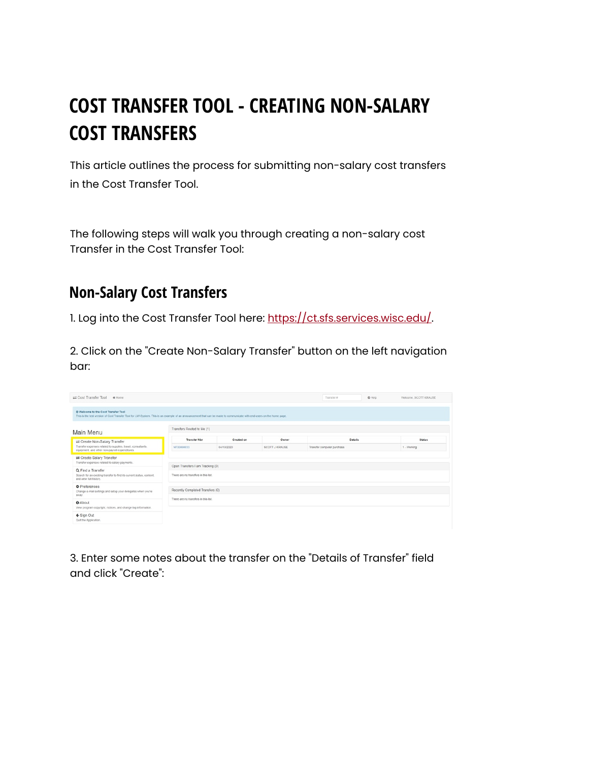# COST TRANSFER TOOL - CREATING NON-SALARY COST TRANSFERS

This article outlines the process for submitting non-salary cost transfers in the Cost Transfer Tool.

The following steps will walk you through creating a non-salary cost Transfer in the Cost Transfer Tool:

## Non-Salary Cost Transfers

1. Log into the Cost Transfer Tool here: [https://ct.sfs.services.wisc.edu/](https://ct.sfs.services.wisc.edu/).

2. Click on the "Create Non-Salary Transfer" button on the left navigation bar:

3. Enter some notes about the transfer on the "Details of Transfer" field and click "Create":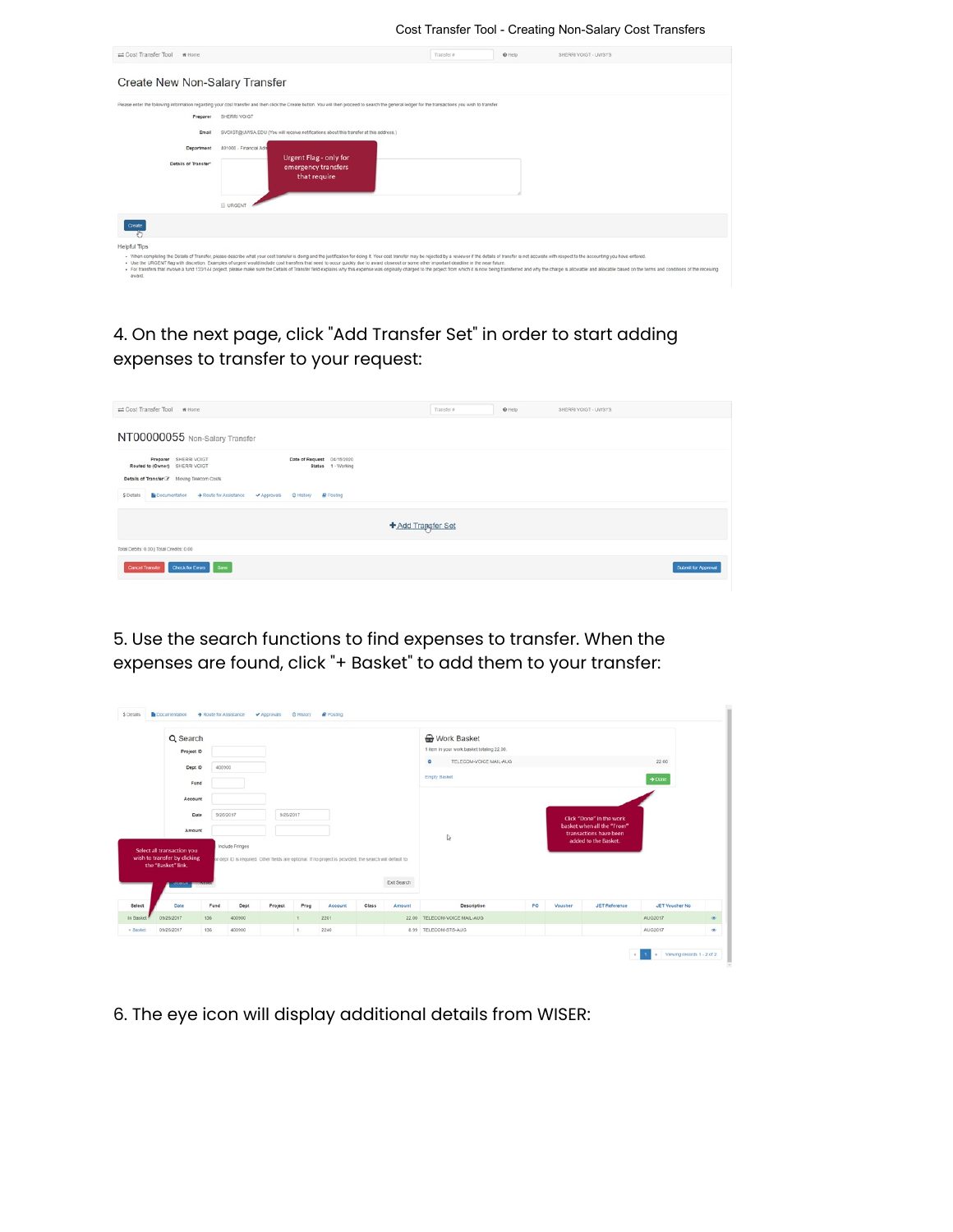4. On the next page, click "Add Transfer Set" in order to start adding expenses to transfer to your request:

5. Use the search functions to find expenses to transfer. When the expenses are found, click "+ Basket" to add them to your transfer:

6. The eye icon will display additional details from WISER: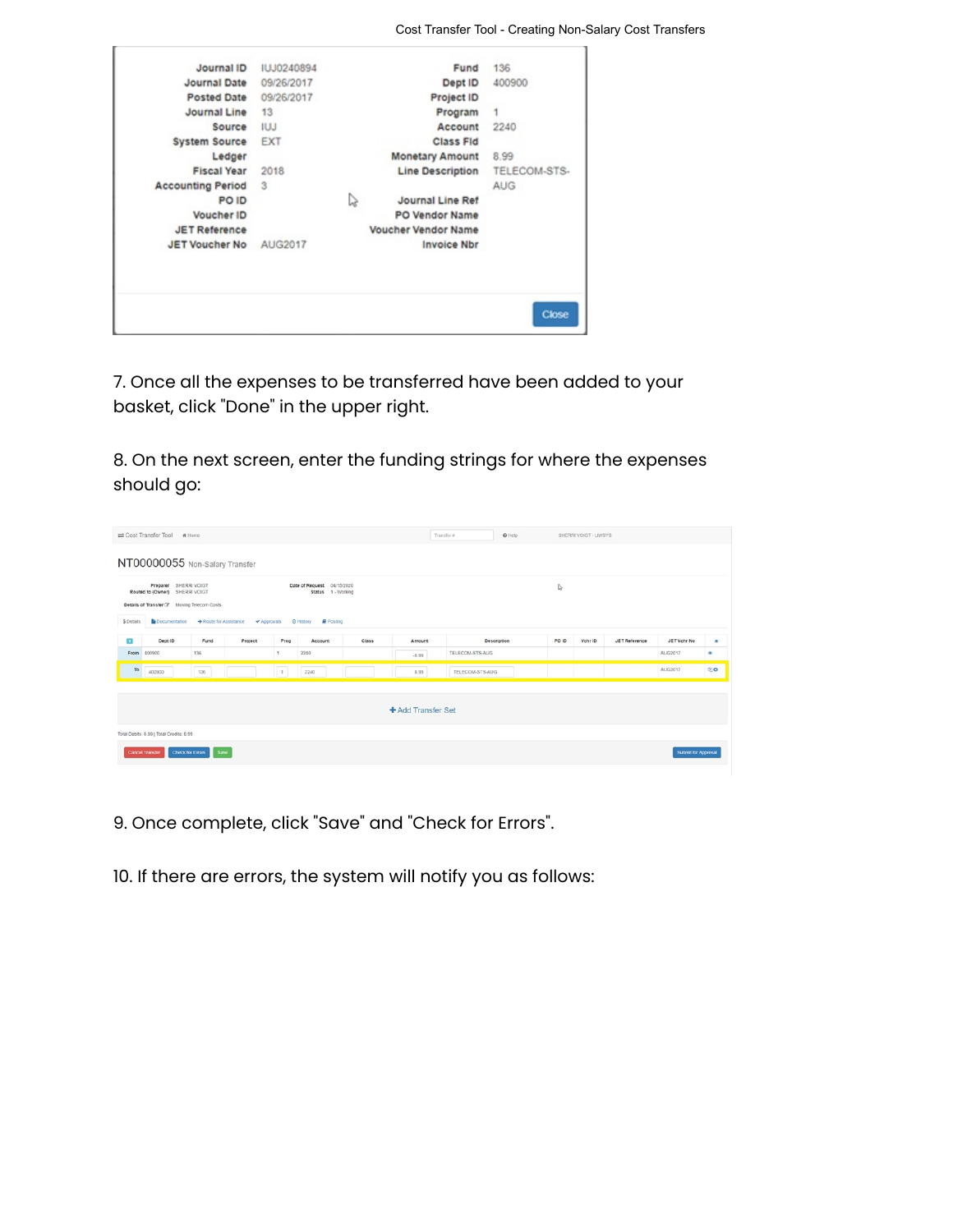| Journal ID | IUJ0240894 | Fund | 136 |
|---|---|---|---|
| Journal Date | 09/26/2017 | Dept ID | 400900 |
| Posted Date | 09/26/2017 | Project ID | |
| Journal Line | 13 | Program | 1 |
| Source | IUJ | Account | 2240 |
| System Source | EXT | Class Fld | |
| Ledger | | Monetary Amount | 8.99 |
| Fiscal Year | 2018 | Line Description | TELECOM-STS-AUG |
| Accounting Period | 3 | | |
| PO ID | | Journal Line Ref | |
| Voucher ID | | PO Vendor Name | |
| JET Reference | | Voucher Vendor Name | |
| JET Voucher No | AUG2017 | Invoice Nbr | |

7. Once all the expenses to be transferred have been added to your basket, click "Done" in the upper right.

8. On the next screen, enter the funding strings for where the expenses should go:

NT00000055 Non-Salary Transfer

| | Dept ID | Fund | Project | Prog | Account | Class | Amount | Description | PO ID | Vchr ID | JET Reference | JET Vchr No |
|---|---|---|---|---|---|---|---|---|---|---|---|---|
| From | 400900 | 136 | | 1 | 2240 | | -8.99 | TELECOM-STS-AUG | | | | AUG2017 |
| To | 400900 | 136 | | 1 | 2240 | | 8.99 | TELECOM-STS-AUG | | | | AUG2017 |

9. Once complete, click "Save" and "Check for Errors".

10. If there are errors, the system will notify you as follows: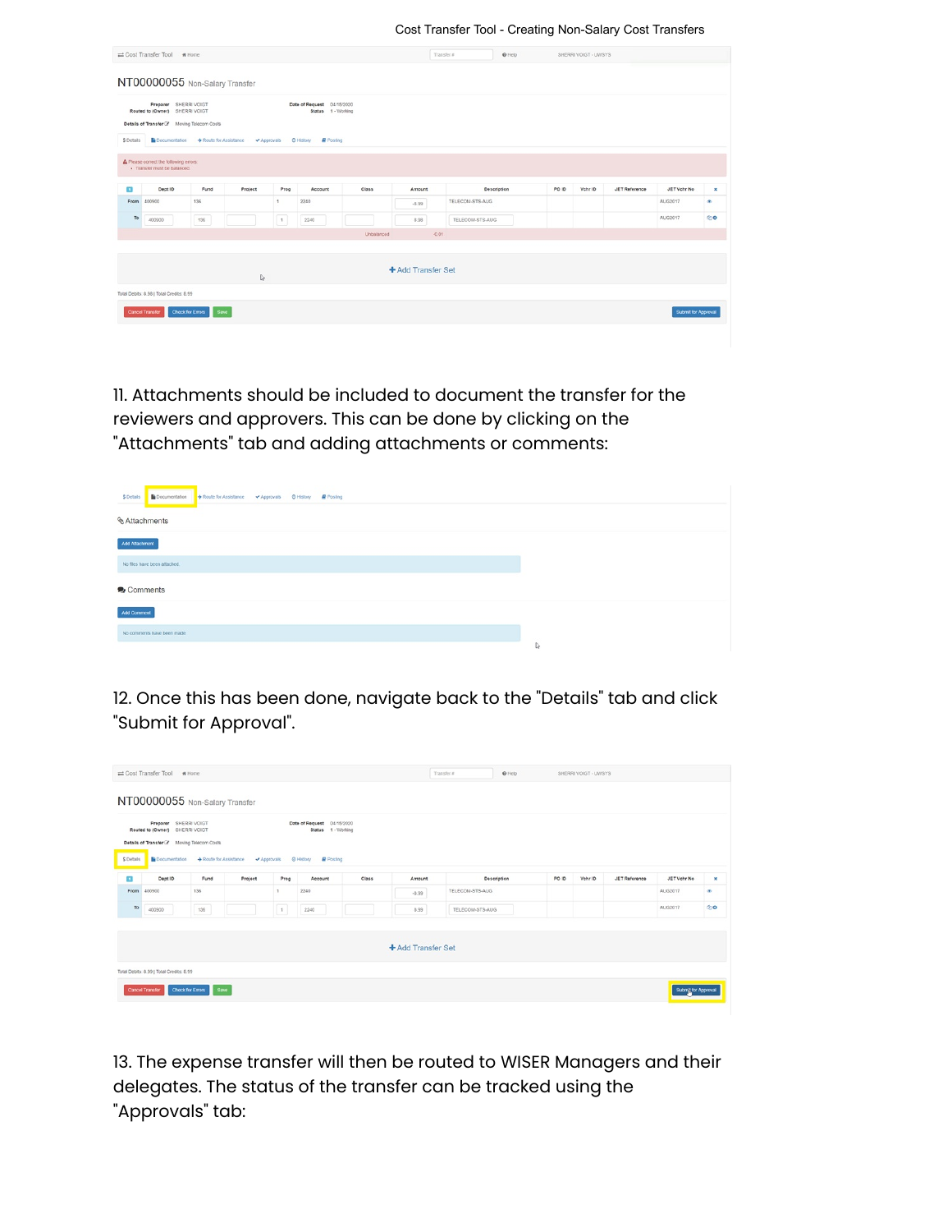11. Attachments should be included to document the transfer for the reviewers and approvers. This can be done by clicking on the "Attachments" tab and adding attachments or comments:

12. Once this has been done, navigate back to the "Details" tab and click "Submit for Approval".

13. The expense transfer will then be routed to WISER Managers and their delegates. The status of the transfer can be tracked using the "Approvals" tab: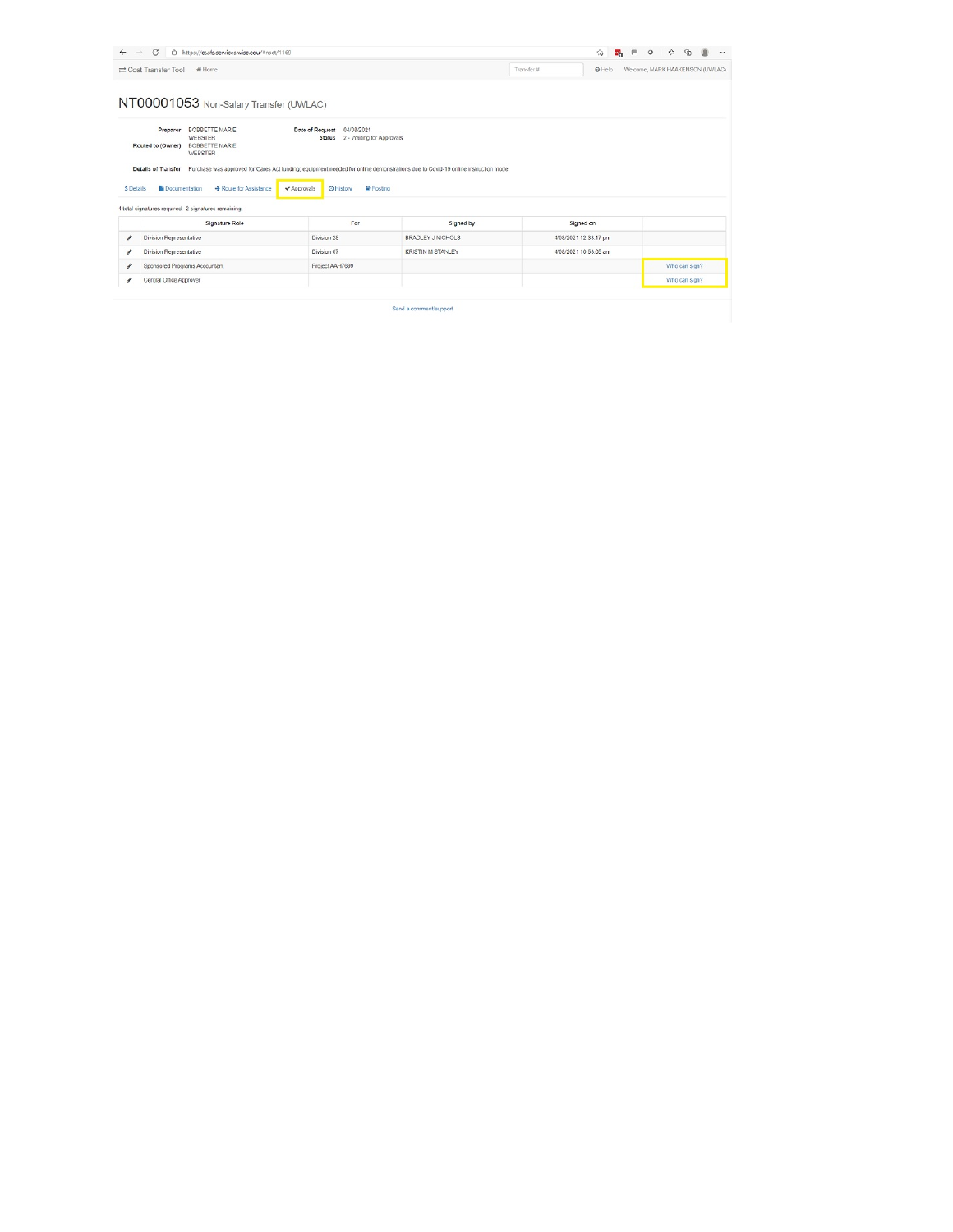← → C https://ct.sfs.services.wisc.edu/#nsct/1169

⇄ Cost Transfer Tool   Home   Transfer #   Help   Welcome, MARK HAAKENSON (UWLAC)

# NT00001053 Non-Salary Transfer (UWLAC)

**Preparer** BOBBETTE MARIE WEBSTER
**Routed to (Owner)** BOBBETTE MARIE WEBSTER
**Date of Request** 04/08/2021
**Status** 2 - Waiting for Approvals

**Details of Transfer** Purchase was approved for Cares Act funding; equipment needed for online demonstrations due to Covid-19 online instruction mode.

$ Details | Documentation | → Route for Assistance | ✔ Approvals | History | Posting

4 total signatures required. 2 signatures remaining.

| | Signature Role | For | Signed by | Signed on | |
|---|---|---|---|---|---|
| ✎ | Division Representative | Division 28 | BRADLEY J NICHOLS | 4/08/2021 12:33:17 pm | |
| ✎ | Division Representative | Division 07 | KRISTIN M STANLEY | 4/08/2021 10:53:05 am | |
| ✎ | Sponsored Programs Accountant | Project AAH7899 | | | Who can sign? |
| ✎ | Central Office Approver | | | | Who can sign? |

Send a comment/support